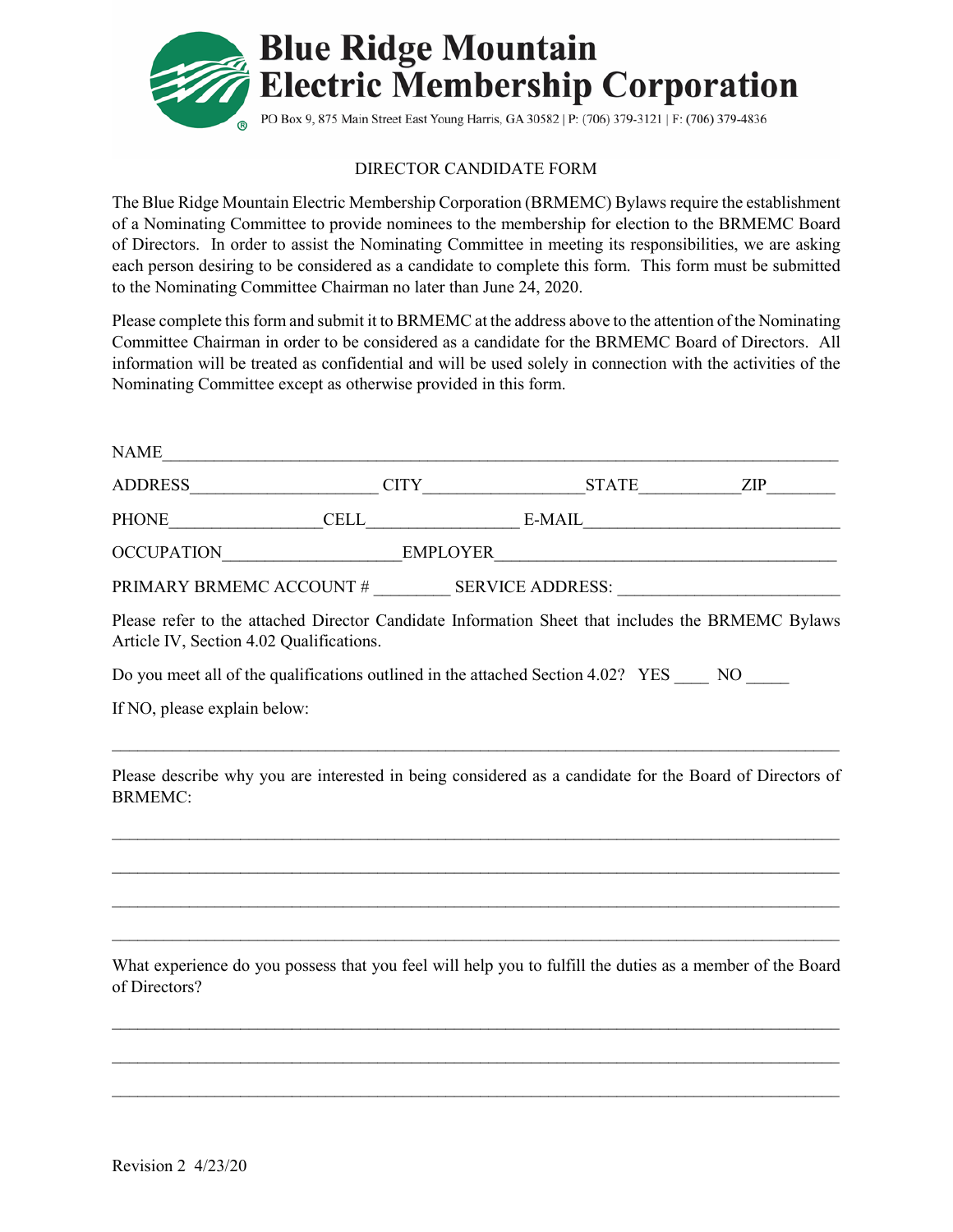# Blue Ridge Mountain Electric Membership Corporation

PO Box 9, 875 Main Street East Young Harris, GA 30582 | P: (706) 379-3121 | F: (706) 379-4836

## DIRECTOR CANDIDATE FORM

The Blue Ridge Mountain Electric Membership Corporation (BRMEMC) Bylaws require the establishment of a Nominating Committee to provide nominees to the membership for election to the BRMEMC Board of Directors. In order to assist the Nominating Committee in meeting its responsibilities, we are asking each person desiring to be considered as a candidate to complete this form. This form must be submitted to the Nominating Committee Chairman no later than June 24, 2020.

Please complete this form and submit it to BRMEMC at the address above to the attention of the Nominating Committee Chairman in order to be considered as a candidate for the BRMEMC Board of Directors. All information will be treated as confidential and will be used solely in connection with the activities of the Nominating Committee except as otherwise provided in this form.

NAME_______________________________________________________________________

ADDRESS_____________________ CITY__________________STATE___________ZIP________

PHONE_________________CELL_________________ E-MAIL______________________________

OCCUPATION____________________EMPLOYER______________________________________

PRIMARY BRMEMC ACCOUNT # ________ SERVICE ADDRESS: ________________________

Please refer to the attached Director Candidate Information Sheet that includes the BRMEMC Bylaws Article IV, Section 4.02 Qualifications.

Do you meet all of the qualifications outlined in the attached Section 4.02? YES ____ NO _____

If NO, please explain below:

_____________________________________________________________________________

Please describe why you are interested in being considered as a candidate for the Board of Directors of BRMEMC:

_____________________________________________________________________________

_____________________________________________________________________________

_____________________________________________________________________________

_____________________________________________________________________________

What experience do you possess that you feel will help you to fulfill the duties as a member of the Board of Directors?

_____________________________________________________________________________

_____________________________________________________________________________

_____________________________________________________________________________

Revision 2 4/23/20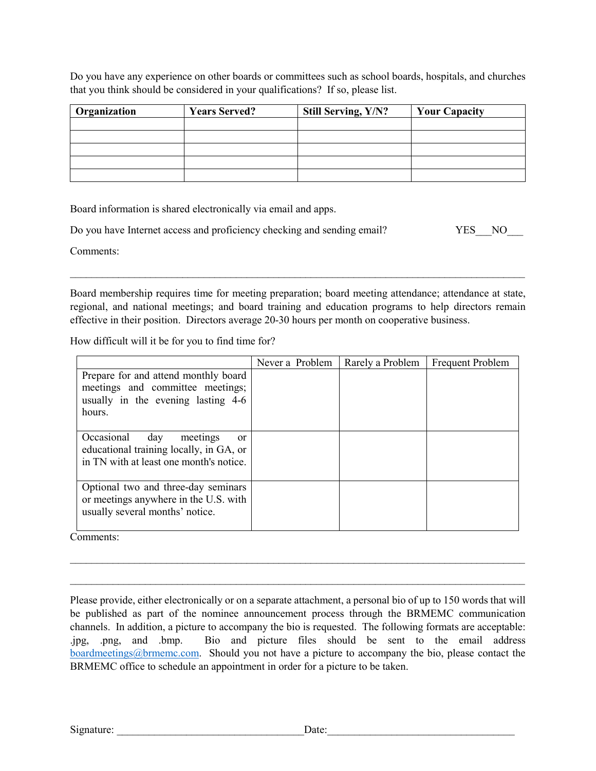Do you have any experience on other boards or committees such as school boards, hospitals, and churches that you think should be considered in your qualifications? If so, please list.

| Organization | Years Served? | Still Serving, Y/N? | Your Capacity |
|---|---|---|---|
| | | | |
| | | | |
| | | | |
| | | | |
| | | | |

Board information is shared electronically via email and apps.

Do you have Internet access and proficiency checking and sending email? YES___NO___

Comments:

______________________________________________________________________________

Board membership requires time for meeting preparation; board meeting attendance; attendance at state, regional, and national meetings; and board training and education programs to help directors remain effective in their position. Directors average 20-30 hours per month on cooperative business.

How difficult will it be for you to find time for?

| | Never a Problem | Rarely a Problem | Frequent Problem |
|---|---|---|---|
| Prepare for and attend monthly board meetings and committee meetings; usually in the evening lasting 4-6 hours. | | | |
| Occasional day meetings or educational training locally, in GA, or in TN with at least one month's notice. | | | |
| Optional two and three-day seminars or meetings anywhere in the U.S. with usually several months' notice. | | | |

Comments:

______________________________________________________________________________

______________________________________________________________________________

Please provide, either electronically or on a separate attachment, a personal bio of up to 150 words that will be published as part of the nominee announcement process through the BRMEMC communication channels. In addition, a picture to accompany the bio is requested. The following formats are acceptable: .jpg, .png, and .bmp. Bio and picture files should be sent to the email address boardmeetings@brmemc.com. Should you not have a picture to accompany the bio, please contact the BRMEMC office to schedule an appointment in order for a picture to be taken.

Signature: ___________________________________ Date:___________________________________